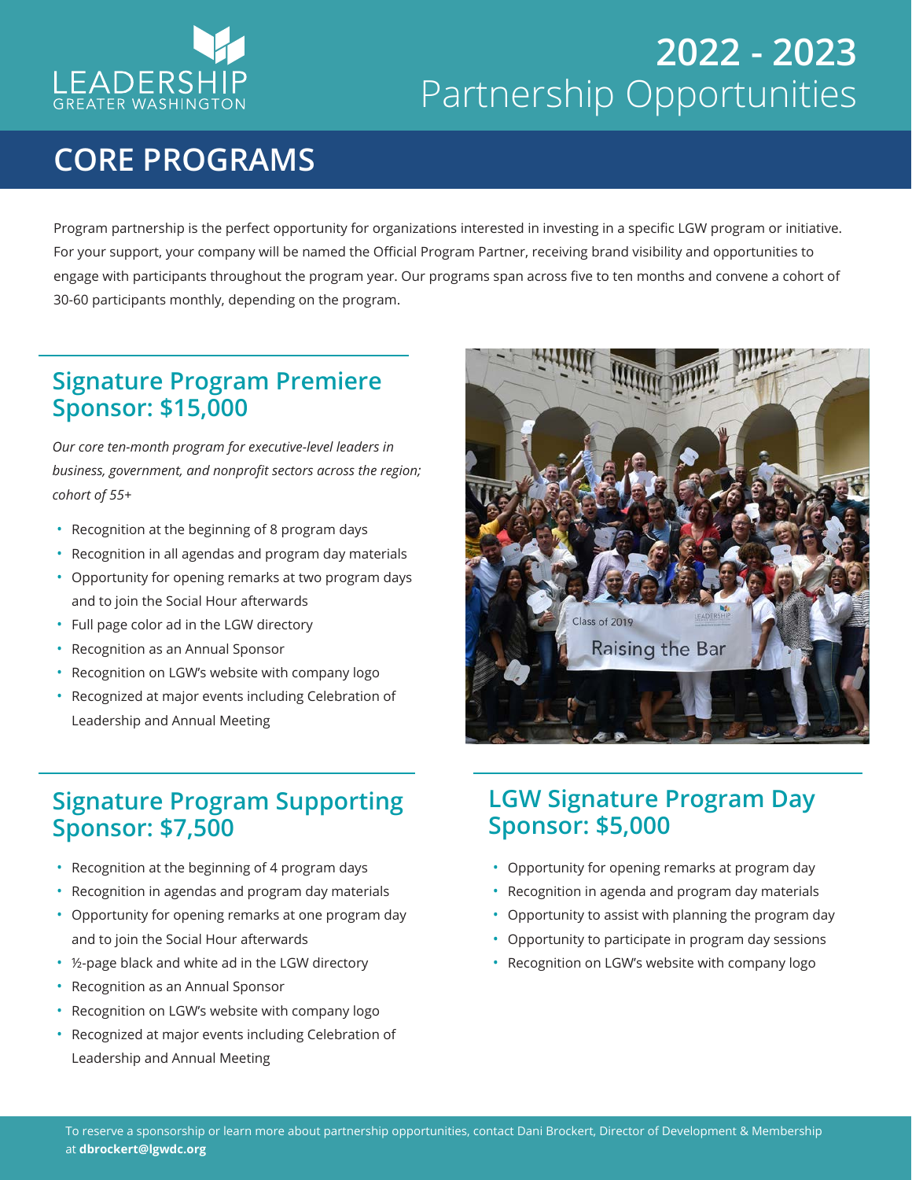LEADERSHIP
GREATER WASHINGTON

# 2022 - 2023 Partnership Opportunities

## CORE PROGRAMS

Program partnership is the perfect opportunity for organizations interested in investing in a specific LGW program or initiative. For your support, your company will be named the Official Program Partner, receiving brand visibility and opportunities to engage with participants throughout the program year. Our programs span across five to ten months and convene a cohort of 30-60 participants monthly, depending on the program.

### Signature Program Premiere Sponsor: $15,000

*Our core ten-month program for executive-level leaders in business, government, and nonprofit sectors across the region; cohort of 55+*

- Recognition at the beginning of 8 program days
- Recognition in all agendas and program day materials
- Opportunity for opening remarks at two program days and to join the Social Hour afterwards
- Full page color ad in the LGW directory
- Recognition as an Annual Sponsor
- Recognition on LGW's website with company logo
- Recognized at major events including Celebration of Leadership and Annual Meeting

### Signature Program Supporting Sponsor: $7,500

- Recognition at the beginning of 4 program days
- Recognition in agendas and program day materials
- Opportunity for opening remarks at one program day and to join the Social Hour afterwards
- ½-page black and white ad in the LGW directory
- Recognition as an Annual Sponsor
- Recognition on LGW's website with company logo
- Recognized at major events including Celebration of Leadership and Annual Meeting

### LGW Signature Program Day Sponsor: $5,000

- Opportunity for opening remarks at program day
- Recognition in agenda and program day materials
- Opportunity to assist with planning the program day
- Opportunity to participate in program day sessions
- Recognition on LGW's website with company logo

To reserve a sponsorship or learn more about partnership opportunities, contact Dani Brockert, Director of Development & Membership at **dbrockert@lgwdc.org**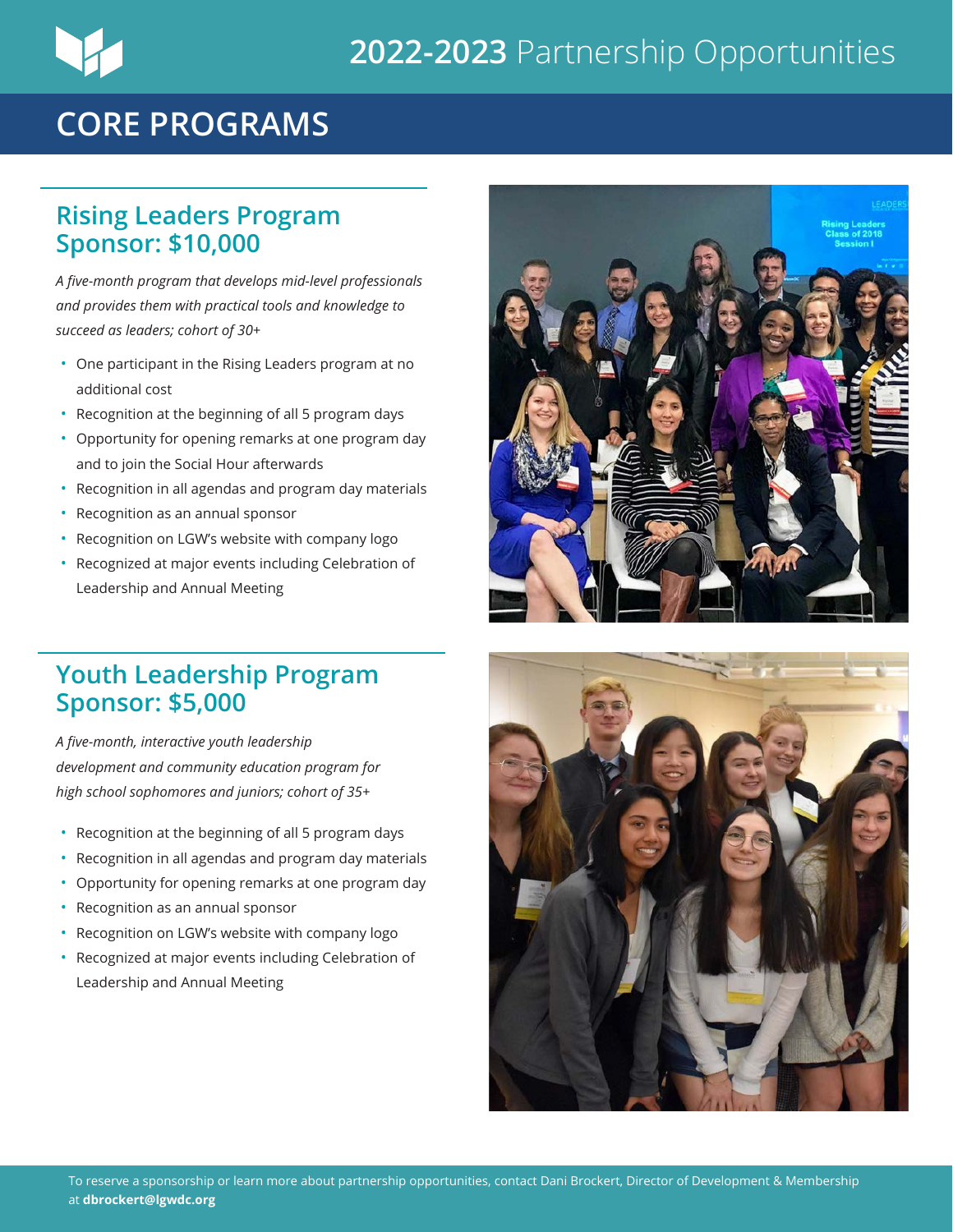# 2022-2023 Partnership Opportunities

## CORE PROGRAMS

### Rising Leaders Program Sponsor: $10,000

*A five-month program that develops mid-level professionals and provides them with practical tools and knowledge to succeed as leaders; cohort of 30+*

- One participant in the Rising Leaders program at no additional cost
- Recognition at the beginning of all 5 program days
- Opportunity for opening remarks at one program day and to join the Social Hour afterwards
- Recognition in all agendas and program day materials
- Recognition as an annual sponsor
- Recognition on LGW's website with company logo
- Recognized at major events including Celebration of Leadership and Annual Meeting

### Youth Leadership Program Sponsor: $5,000

*A five-month, interactive youth leadership development and community education program for high school sophomores and juniors; cohort of 35+*

- Recognition at the beginning of all 5 program days
- Recognition in all agendas and program day materials
- Opportunity for opening remarks at one program day
- Recognition as an annual sponsor
- Recognition on LGW's website with company logo
- Recognized at major events including Celebration of Leadership and Annual Meeting

To reserve a sponsorship or learn more about partnership opportunities, contact Dani Brockert, Director of Development & Membership at **dbrockert@lgwdc.org**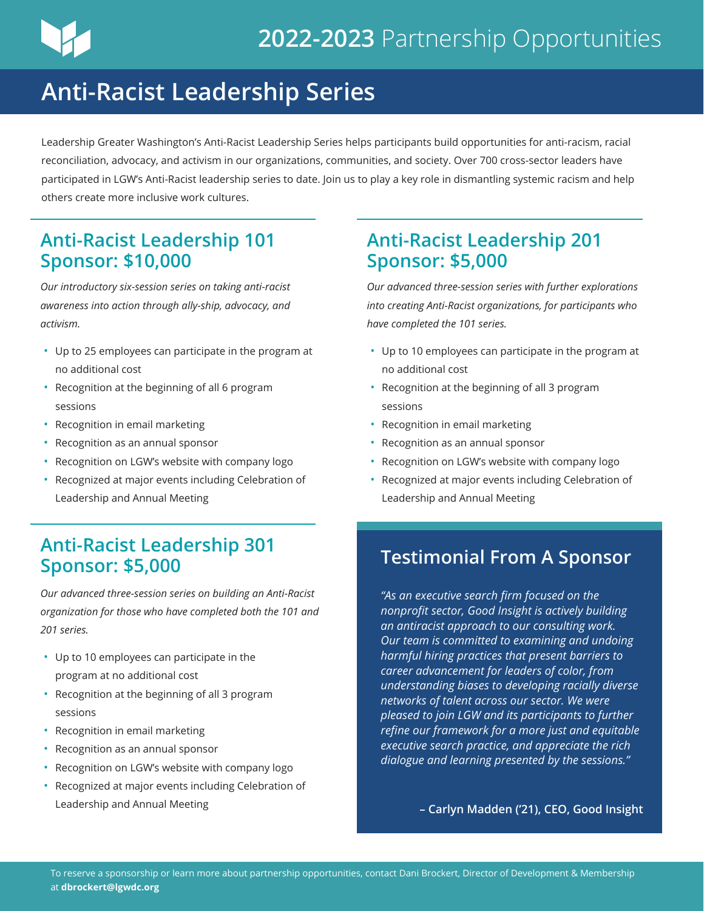# 2022-2023 Partnership Opportunities

## Anti-Racist Leadership Series

Leadership Greater Washington's Anti-Racist Leadership Series helps participants build opportunities for anti-racism, racial reconciliation, advocacy, and activism in our organizations, communities, and society. Over 700 cross-sector leaders have participated in LGW's Anti-Racist leadership series to date. Join us to play a key role in dismantling systemic racism and help others create more inclusive work cultures.

### Anti-Racist Leadership 101 Sponsor: $10,000

*Our introductory six-session series on taking anti-racist awareness into action through ally-ship, advocacy, and activism.*

- Up to 25 employees can participate in the program at no additional cost
- Recognition at the beginning of all 6 program sessions
- Recognition in email marketing
- Recognition as an annual sponsor
- Recognition on LGW's website with company logo
- Recognized at major events including Celebration of Leadership and Annual Meeting

### Anti-Racist Leadership 201 Sponsor: $5,000

*Our advanced three-session series with further explorations into creating Anti-Racist organizations, for participants who have completed the 101 series.*

- Up to 10 employees can participate in the program at no additional cost
- Recognition at the beginning of all 3 program sessions
- Recognition in email marketing
- Recognition as an annual sponsor
- Recognition on LGW's website with company logo
- Recognized at major events including Celebration of Leadership and Annual Meeting

### Anti-Racist Leadership 301 Sponsor: $5,000

*Our advanced three-session series on building an Anti-Racist organization for those who have completed both the 101 and 201 series.*

- Up to 10 employees can participate in the program at no additional cost
- Recognition at the beginning of all 3 program sessions
- Recognition in email marketing
- Recognition as an annual sponsor
- Recognition on LGW's website with company logo
- Recognized at major events including Celebration of Leadership and Annual Meeting

### Testimonial From A Sponsor

*"As an executive search firm focused on the nonprofit sector, Good Insight is actively building an antiracist approach to our consulting work. Our team is committed to examining and undoing harmful hiring practices that present barriers to career advancement for leaders of color, from understanding biases to developing racially diverse networks of talent across our sector. We were pleased to join LGW and its participants to further refine our framework for a more just and equitable executive search practice, and appreciate the rich dialogue and learning presented by the sessions."*

**– Carlyn Madden ('21), CEO, Good Insight**

To reserve a sponsorship or learn more about partnership opportunities, contact Dani Brockert, Director of Development & Membership at **dbrockert@lgwdc.org**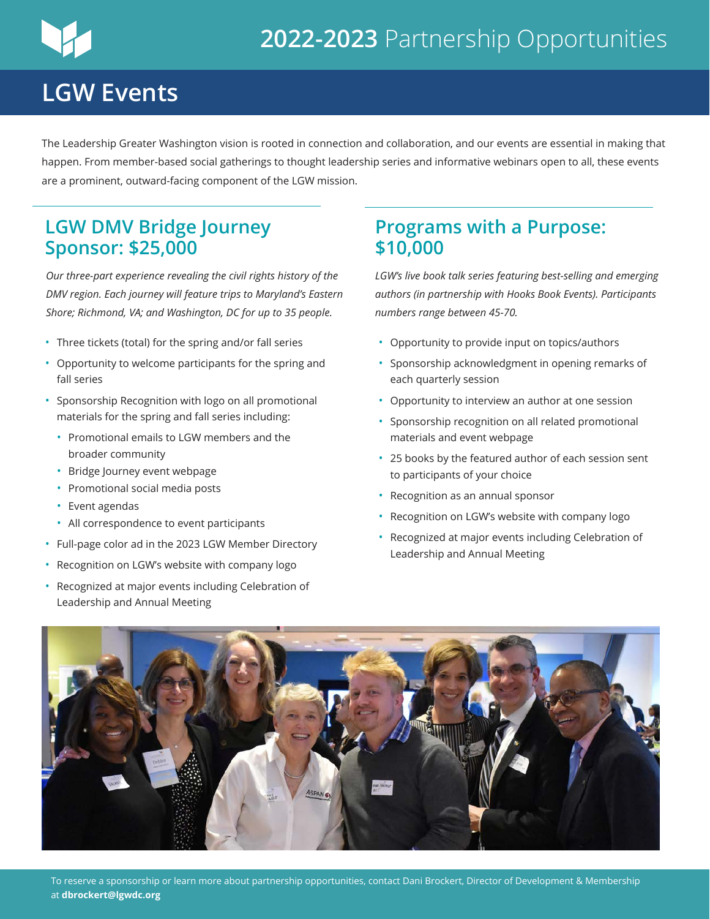# 2022-2023 Partnership Opportunities

## LGW Events

The Leadership Greater Washington vision is rooted in connection and collaboration, and our events are essential in making that happen. From member-based social gatherings to thought leadership series and informative webinars open to all, these events are a prominent, outward-facing component of the LGW mission.

### LGW DMV Bridge Journey Sponsor: $25,000

*Our three-part experience revealing the civil rights history of the DMV region. Each journey will feature trips to Maryland's Eastern Shore; Richmond, VA; and Washington, DC for up to 35 people.*

- Three tickets (total) for the spring and/or fall series
- Opportunity to welcome participants for the spring and fall series
- Sponsorship Recognition with logo on all promotional materials for the spring and fall series including:
  - Promotional emails to LGW members and the broader community
  - Bridge Journey event webpage
  - Promotional social media posts
  - Event agendas
  - All correspondence to event participants
- Full-page color ad in the 2023 LGW Member Directory
- Recognition on LGW's website with company logo
- Recognized at major events including Celebration of Leadership and Annual Meeting

### Programs with a Purpose: $10,000

*LGW's live book talk series featuring best-selling and emerging authors (in partnership with Hooks Book Events). Participants numbers range between 45-70.*

- Opportunity to provide input on topics/authors
- Sponsorship acknowledgment in opening remarks of each quarterly session
- Opportunity to interview an author at one session
- Sponsorship recognition on all related promotional materials and event webpage
- 25 books by the featured author of each session sent to participants of your choice
- Recognition as an annual sponsor
- Recognition on LGW's website with company logo
- Recognized at major events including Celebration of Leadership and Annual Meeting

To reserve a sponsorship or learn more about partnership opportunities, contact Dani Brockert, Director of Development & Membership at **dbrockert@lgwdc.org**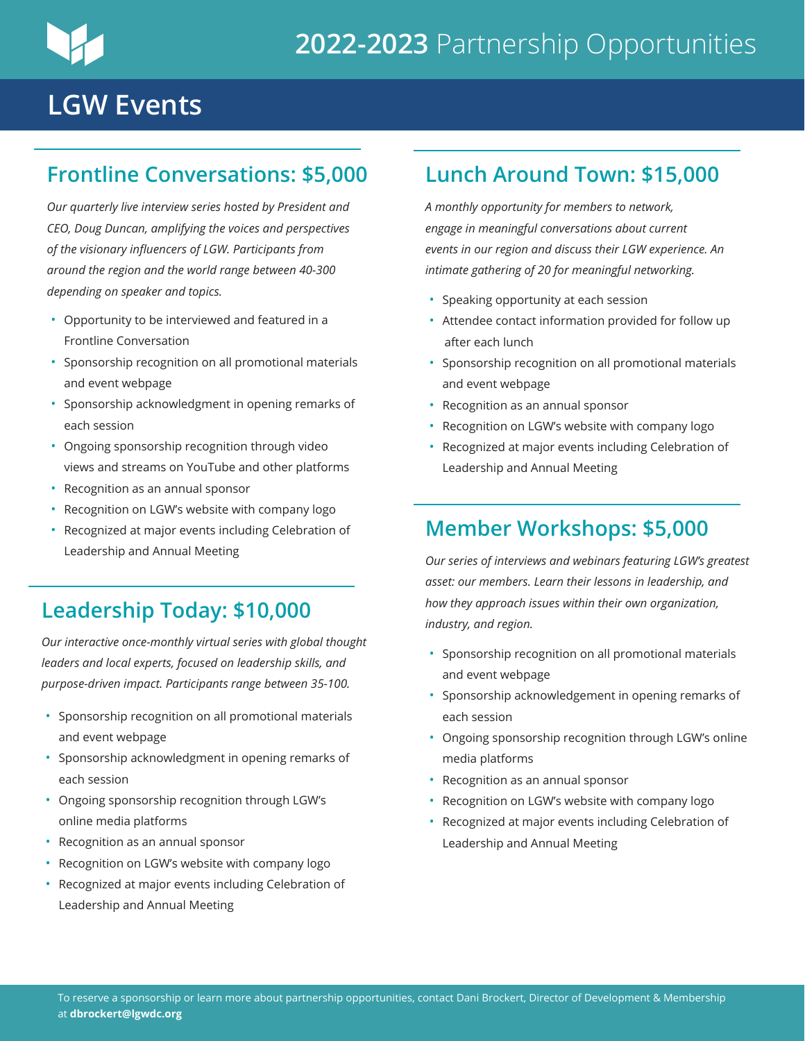# 2022-2023 Partnership Opportunities

## LGW Events

### Frontline Conversations: $5,000

*Our quarterly live interview series hosted by President and CEO, Doug Duncan, amplifying the voices and perspectives of the visionary influencers of LGW. Participants from around the region and the world range between 40-300 depending on speaker and topics.*

- Opportunity to be interviewed and featured in a Frontline Conversation
- Sponsorship recognition on all promotional materials and event webpage
- Sponsorship acknowledgment in opening remarks of each session
- Ongoing sponsorship recognition through video views and streams on YouTube and other platforms
- Recognition as an annual sponsor
- Recognition on LGW's website with company logo
- Recognized at major events including Celebration of Leadership and Annual Meeting

### Leadership Today: $10,000

*Our interactive once-monthly virtual series with global thought leaders and local experts, focused on leadership skills, and purpose-driven impact. Participants range between 35-100.*

- Sponsorship recognition on all promotional materials and event webpage
- Sponsorship acknowledgment in opening remarks of each session
- Ongoing sponsorship recognition through LGW's online media platforms
- Recognition as an annual sponsor
- Recognition on LGW's website with company logo
- Recognized at major events including Celebration of Leadership and Annual Meeting

### Lunch Around Town: $15,000

*A monthly opportunity for members to network, engage in meaningful conversations about current events in our region and discuss their LGW experience. An intimate gathering of 20 for meaningful networking.*

- Speaking opportunity at each session
- Attendee contact information provided for follow up after each lunch
- Sponsorship recognition on all promotional materials and event webpage
- Recognition as an annual sponsor
- Recognition on LGW's website with company logo
- Recognized at major events including Celebration of Leadership and Annual Meeting

### Member Workshops: $5,000

*Our series of interviews and webinars featuring LGW's greatest asset: our members. Learn their lessons in leadership, and how they approach issues within their own organization, industry, and region.*

- Sponsorship recognition on all promotional materials and event webpage
- Sponsorship acknowledgement in opening remarks of each session
- Ongoing sponsorship recognition through LGW's online media platforms
- Recognition as an annual sponsor
- Recognition on LGW's website with company logo
- Recognized at major events including Celebration of Leadership and Annual Meeting

To reserve a sponsorship or learn more about partnership opportunities, contact Dani Brockert, Director of Development & Membership at **dbrockert@lgwdc.org**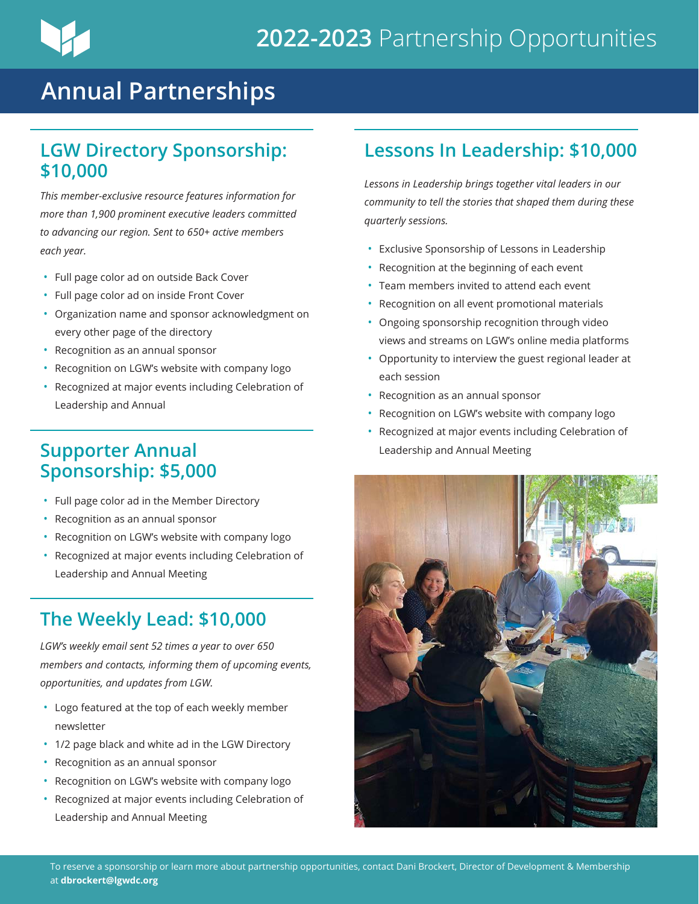# 2022-2023 Partnership Opportunities

## Annual Partnerships

### LGW Directory Sponsorship: $10,000

*This member-exclusive resource features information for more than 1,900 prominent executive leaders committed to advancing our region. Sent to 650+ active members each year.*

- Full page color ad on outside Back Cover
- Full page color ad on inside Front Cover
- Organization name and sponsor acknowledgment on every other page of the directory
- Recognition as an annual sponsor
- Recognition on LGW's website with company logo
- Recognized at major events including Celebration of Leadership and Annual

### Supporter Annual Sponsorship: $5,000

- Full page color ad in the Member Directory
- Recognition as an annual sponsor
- Recognition on LGW's website with company logo
- Recognized at major events including Celebration of Leadership and Annual Meeting

### The Weekly Lead: $10,000

*LGW's weekly email sent 52 times a year to over 650 members and contacts, informing them of upcoming events, opportunities, and updates from LGW.*

- Logo featured at the top of each weekly member newsletter
- 1/2 page black and white ad in the LGW Directory
- Recognition as an annual sponsor
- Recognition on LGW's website with company logo
- Recognized at major events including Celebration of Leadership and Annual Meeting

### Lessons In Leadership: $10,000

*Lessons in Leadership brings together vital leaders in our community to tell the stories that shaped them during these quarterly sessions.*

- Exclusive Sponsorship of Lessons in Leadership
- Recognition at the beginning of each event
- Team members invited to attend each event
- Recognition on all event promotional materials
- Ongoing sponsorship recognition through video views and streams on LGW's online media platforms
- Opportunity to interview the guest regional leader at each session
- Recognition as an annual sponsor
- Recognition on LGW's website with company logo
- Recognized at major events including Celebration of Leadership and Annual Meeting

To reserve a sponsorship or learn more about partnership opportunities, contact Dani Brockert, Director of Development & Membership at **dbrockert@lgwdc.org**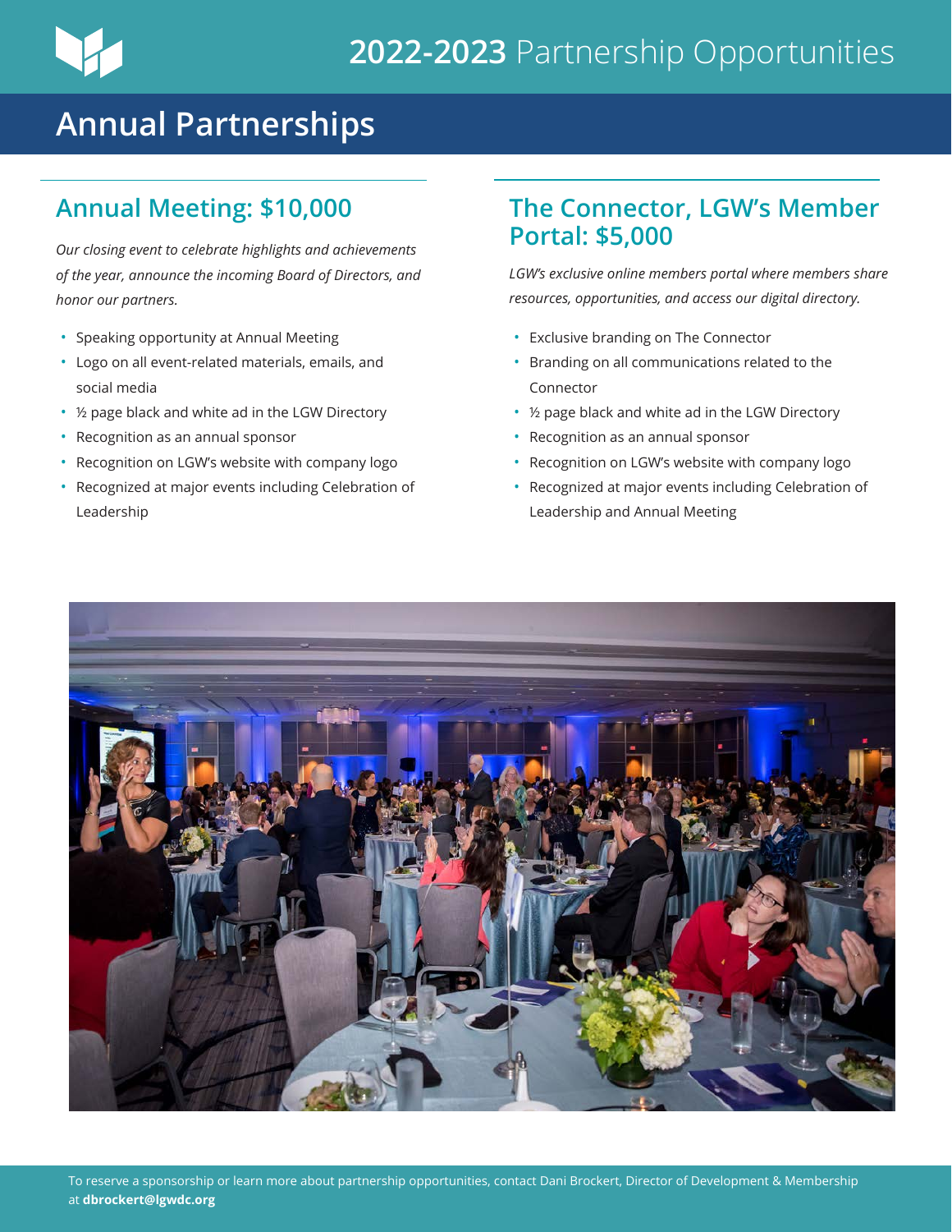# 2022-2023 Partnership Opportunities

## Annual Partnerships

### Annual Meeting: $10,000

*Our closing event to celebrate highlights and achievements of the year, announce the incoming Board of Directors, and honor our partners.*

- Speaking opportunity at Annual Meeting
- Logo on all event-related materials, emails, and social media
- ½ page black and white ad in the LGW Directory
- Recognition as an annual sponsor
- Recognition on LGW's website with company logo
- Recognized at major events including Celebration of Leadership

### The Connector, LGW's Member Portal: $5,000

*LGW's exclusive online members portal where members share resources, opportunities, and access our digital directory.*

- Exclusive branding on The Connector
- Branding on all communications related to the Connector
- ½ page black and white ad in the LGW Directory
- Recognition as an annual sponsor
- Recognition on LGW's website with company logo
- Recognized at major events including Celebration of Leadership and Annual Meeting

To reserve a sponsorship or learn more about partnership opportunities, contact Dani Brockert, Director of Development & Membership at **dbrockert@lgwdc.org**